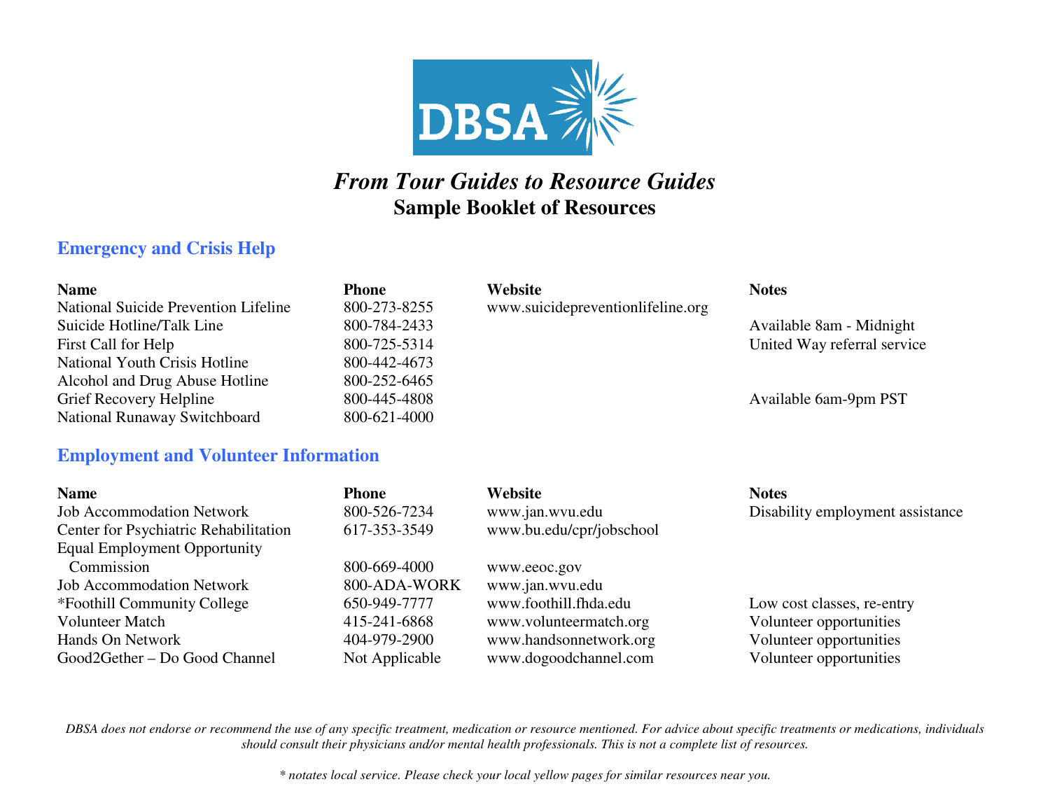DBSA

# *From Tour Guides to Resource Guides*
## Sample Booklet of Resources

### Emergency and Crisis Help

| Name | Phone | Website | Notes |
|---|---|---|---|
| National Suicide Prevention Lifeline | 800-273-8255 | www.suicidepreventionlifeline.org | |
| Suicide Hotline/Talk Line | 800-784-2433 | | Available 8am - Midnight |
| First Call for Help | 800-725-5314 | | United Way referral service |
| National Youth Crisis Hotline | 800-442-4673 | | |
| Alcohol and Drug Abuse Hotline | 800-252-6465 | | |
| Grief Recovery Helpline | 800-445-4808 | | Available 6am-9pm PST |
| National Runaway Switchboard | 800-621-4000 | | |

### Employment and Volunteer Information

| Name | Phone | Website | Notes |
|---|---|---|---|
| Job Accommodation Network | 800-526-7234 | www.jan.wvu.edu | Disability employment assistance |
| Center for Psychiatric Rehabilitation | 617-353-3549 | www.bu.edu/cpr/jobschool | |
| Equal Employment Opportunity Commission | 800-669-4000 | www.eeoc.gov | |
| Job Accommodation Network | 800-ADA-WORK | www.jan.wvu.edu | |
| *Foothill Community College | 650-949-7777 | www.foothill.fhda.edu | Low cost classes, re-entry |
| Volunteer Match | 415-241-6868 | www.volunteermatch.org | Volunteer opportunities |
| Hands On Network | 404-979-2900 | www.handsonnetwork.org | Volunteer opportunities |
| Good2Gether – Do Good Channel | Not Applicable | www.dogoodchannel.com | Volunteer opportunities |

*DBSA does not endorse or recommend the use of any specific treatment, medication or resource mentioned. For advice about specific treatments or medications, individuals should consult their physicians and/or mental health professionals. This is not a complete list of resources.*

*\* notates local service. Please check your local yellow pages for similar resources near you.*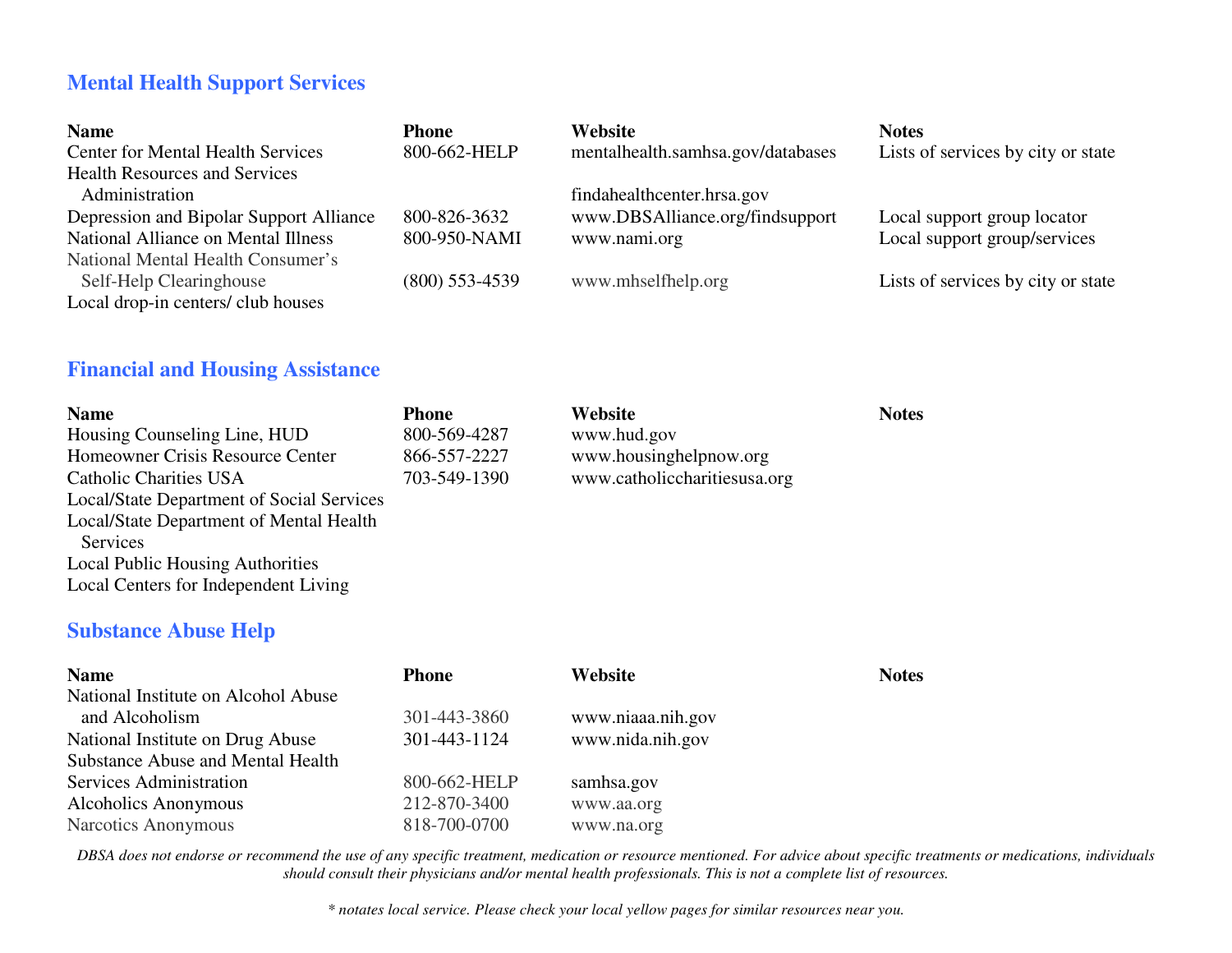## Mental Health Support Services

| Name | Phone | Website | Notes |
|---|---|---|---|
| Center for Mental Health Services | 800-662-HELP | mentalhealth.samhsa.gov/databases | Lists of services by city or state |
| Health Resources and Services Administration | | findahealthcenter.hrsa.gov | |
| Depression and Bipolar Support Alliance | 800-826-3632 | www.DBSAlliance.org/findsupport | Local support group locator |
| National Alliance on Mental Illness | 800-950-NAMI | www.nami.org | Local support group/services |
| National Mental Health Consumer's Self-Help Clearinghouse | (800) 553-4539 | www.mhselfhelp.org | Lists of services by city or state |
| Local drop-in centers/ club houses | | | |

## Financial and Housing Assistance

| Name | Phone | Website | Notes |
|---|---|---|---|
| Housing Counseling Line, HUD | 800-569-4287 | www.hud.gov | |
| Homeowner Crisis Resource Center | 866-557-2227 | www.housinghelpnow.org | |
| Catholic Charities USA | 703-549-1390 | www.catholiccharitiesusa.org | |
| Local/State Department of Social Services | | | |
| Local/State Department of Mental Health Services | | | |
| Local Public Housing Authorities | | | |
| Local Centers for Independent Living | | | |

## Substance Abuse Help

| Name | Phone | Website | Notes |
|---|---|---|---|
| National Institute on Alcohol Abuse and Alcoholism | 301-443-3860 | www.niaaa.nih.gov | |
| National Institute on Drug Abuse | 301-443-1124 | www.nida.nih.gov | |
| Substance Abuse and Mental Health Services Administration | 800-662-HELP | samhsa.gov | |
| Alcoholics Anonymous | 212-870-3400 | www.aa.org | |
| Narcotics Anonymous | 818-700-0700 | www.na.org | |

*DBSA does not endorse or recommend the use of any specific treatment, medication or resource mentioned. For advice about specific treatments or medications, individuals should consult their physicians and/or mental health professionals. This is not a complete list of resources.*

*\* notates local service. Please check your local yellow pages for similar resources near you.*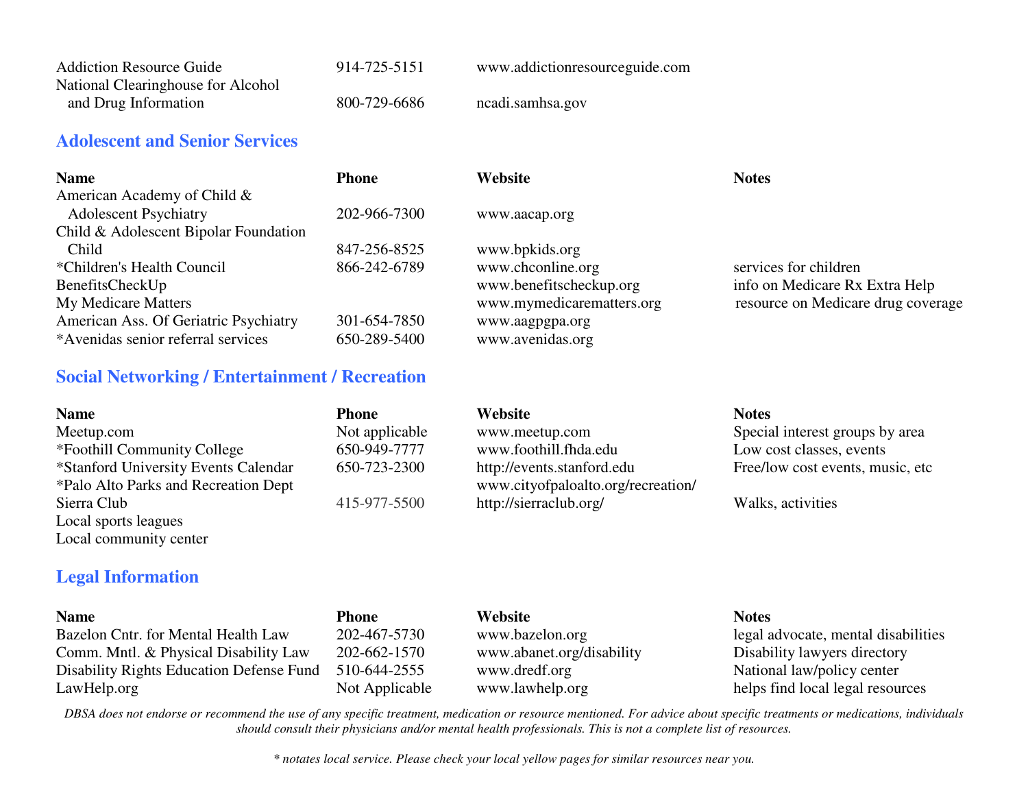| | | | |
|---|---|---|---|
| Addiction Resource Guide | 914-725-5151 | www.addictionresourceguide.com | |
| National Clearinghouse for Alcohol and Drug Information | 800-729-6686 | ncadi.samhsa.gov | |

## Adolescent and Senior Services

| Name | Phone | Website | Notes |
|---|---|---|---|
| American Academy of Child & Adolescent Psychiatry | 202-966-7300 | www.aacap.org | |
| Child & Adolescent Bipolar Foundation Child | 847-256-8525 | www.bpkids.org | |
| *Children's Health Council | 866-242-6789 | www.chconline.org | services for children |
| BenefitsCheckUp | | www.benefitscheckup.org | info on Medicare Rx Extra Help |
| My Medicare Matters | | www.mymedicarematters.org | resource on Medicare drug coverage |
| American Ass. Of Geriatric Psychiatry | 301-654-7850 | www.aagpgpa.org | |
| *Avenidas senior referral services | 650-289-5400 | www.avenidas.org | |

## Social Networking / Entertainment / Recreation

| Name | Phone | Website | Notes |
|---|---|---|---|
| Meetup.com | Not applicable | www.meetup.com | Special interest groups by area |
| *Foothill Community College | 650-949-7777 | www.foothill.fhda.edu | Low cost classes, events |
| *Stanford University Events Calendar | 650-723-2300 | http://events.stanford.edu | Free/low cost events, music, etc |
| *Palo Alto Parks and Recreation Dept | | www.cityofpaloalto.org/recreation/ | |
| Sierra Club | 415-977-5500 | http://sierraclub.org/ | Walks, activities |
| Local sports leagues | | | |
| Local community center | | | |

## Legal Information

| Name | Phone | Website | Notes |
|---|---|---|---|
| Bazelon Cntr. for Mental Health Law | 202-467-5730 | www.bazelon.org | legal advocate, mental disabilities |
| Comm. Mntl. & Physical Disability Law | 202-662-1570 | www.abanet.org/disability | Disability lawyers directory |
| Disability Rights Education Defense Fund | 510-644-2555 | www.dredf.org | National law/policy center |
| LawHelp.org | Not Applicable | www.lawhelp.org | helps find local legal resources |

*DBSA does not endorse or recommend the use of any specific treatment, medication or resource mentioned. For advice about specific treatments or medications, individuals should consult their physicians and/or mental health professionals. This is not a complete list of resources.*

*\* notates local service. Please check your local yellow pages for similar resources near you.*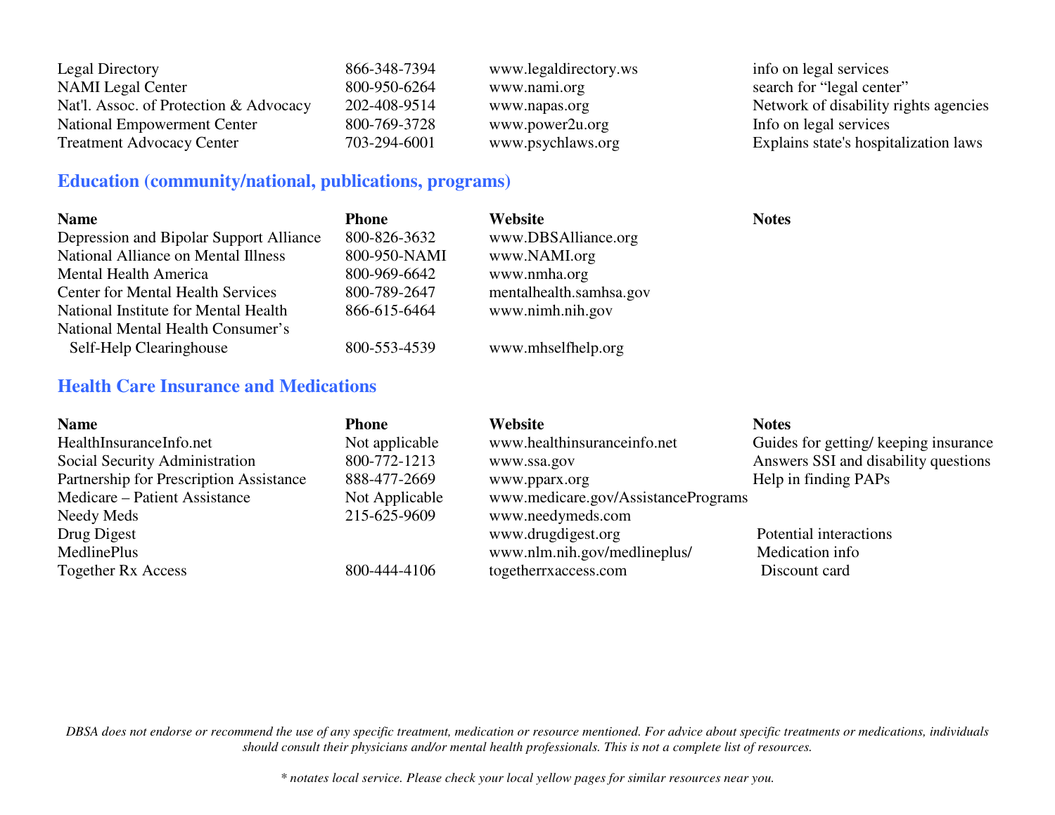| | | | |
|---|---|---|---|
| Legal Directory | 866-348-7394 | www.legaldirectory.ws | info on legal services |
| NAMI Legal Center | 800-950-6264 | www.nami.org | search for “legal center” |
| Nat'l. Assoc. of Protection & Advocacy | 202-408-9514 | www.napas.org | Network of disability rights agencies |
| National Empowerment Center | 800-769-3728 | www.power2u.org | Info on legal services |
| Treatment Advocacy Center | 703-294-6001 | www.psychlaws.org | Explains state's hospitalization laws |

## Education (community/national, publications, programs)

| Name | Phone | Website | Notes |
|---|---|---|---|
| Depression and Bipolar Support Alliance | 800-826-3632 | www.DBSAlliance.org | |
| National Alliance on Mental Illness | 800-950-NAMI | www.NAMI.org | |
| Mental Health America | 800-969-6642 | www.nmha.org | |
| Center for Mental Health Services | 800-789-2647 | mentalhealth.samhsa.gov | |
| National Institute for Mental Health | 866-615-6464 | www.nimh.nih.gov | |
| National Mental Health Consumer's Self-Help Clearinghouse | 800-553-4539 | www.mhselfhelp.org | |

## Health Care Insurance and Medications

| Name | Phone | Website | Notes |
|---|---|---|---|
| HealthInsuranceInfo.net | Not applicable | www.healthinsuranceinfo.net | Guides for getting/ keeping insurance |
| Social Security Administration | 800-772-1213 | www.ssa.gov | Answers SSI and disability questions |
| Partnership for Prescription Assistance | 888-477-2669 | www.pparx.org | Help in finding PAPs |
| Medicare – Patient Assistance | Not Applicable | www.medicare.gov/AssistancePrograms | |
| Needy Meds | 215-625-9609 | www.needymeds.com | |
| Drug Digest | | www.drugdigest.org | Potential interactions |
| MedlinePlus | | www.nlm.nih.gov/medlineplus/ | Medication info |
| Together Rx Access | 800-444-4106 | togetherrxaccess.com | Discount card |

*DBSA does not endorse or recommend the use of any specific treatment, medication or resource mentioned. For advice about specific treatments or medications, individuals should consult their physicians and/or mental health professionals. This is not a complete list of resources.*

*\* notates local service. Please check your local yellow pages for similar resources near you.*